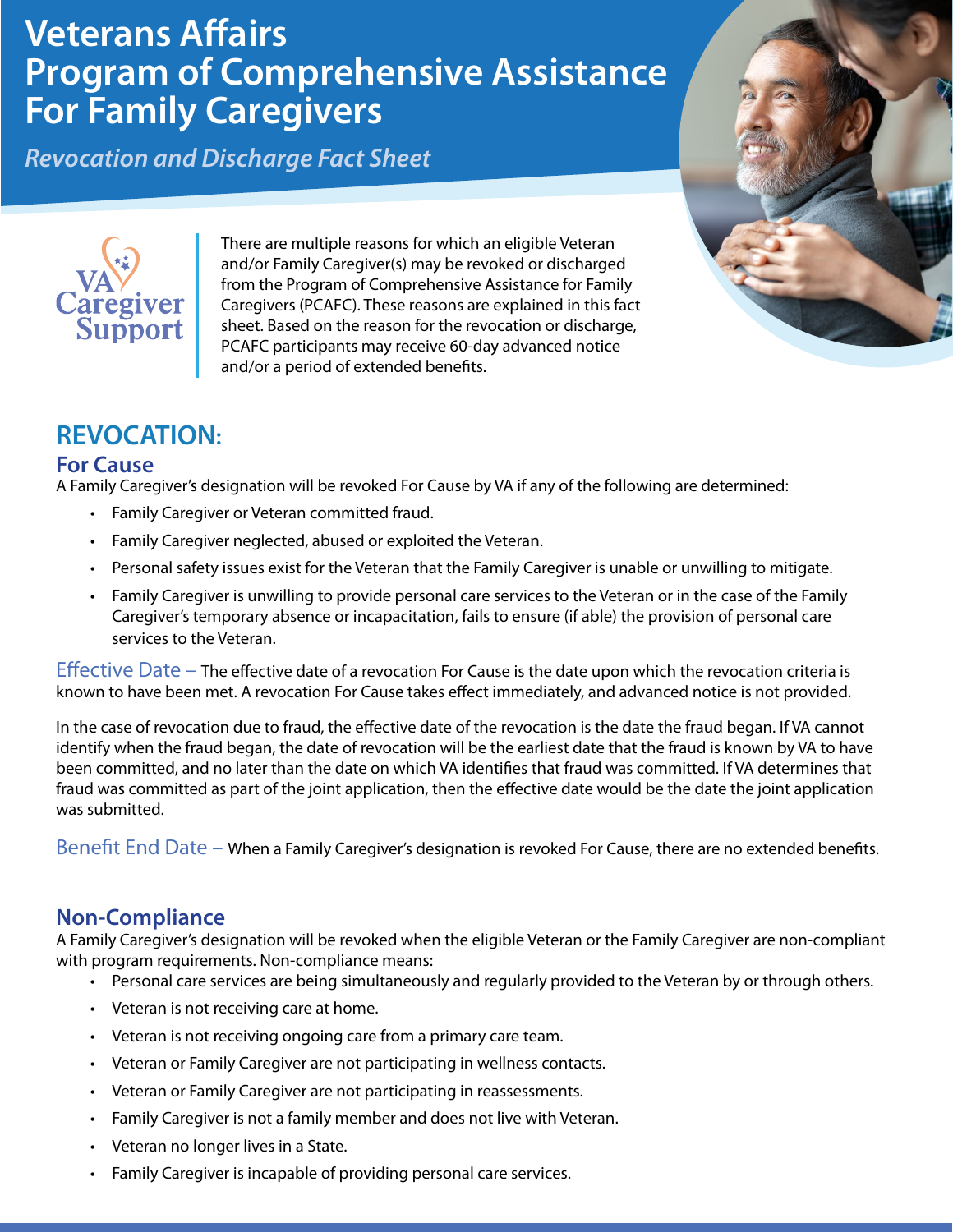# Veterans Affairs Program of Comprehensive Assistance For Family Caregivers

*Revocation and Discharge Fact Sheet*

VA Caregiver Support

There are multiple reasons for which an eligible Veteran and/or Family Caregiver(s) may be revoked or discharged from the Program of Comprehensive Assistance for Family Caregivers (PCAFC). These reasons are explained in this fact sheet. Based on the reason for the revocation or discharge, PCAFC participants may receive 60-day advanced notice and/or a period of extended benefits.

## REVOCATION:

### For Cause

A Family Caregiver's designation will be revoked For Cause by VA if any of the following are determined:

- Family Caregiver or Veteran committed fraud.
- Family Caregiver neglected, abused or exploited the Veteran.
- Personal safety issues exist for the Veteran that the Family Caregiver is unable or unwilling to mitigate.
- Family Caregiver is unwilling to provide personal care services to the Veteran or in the case of the Family Caregiver's temporary absence or incapacitation, fails to ensure (if able) the provision of personal care services to the Veteran.

Effective Date – The effective date of a revocation For Cause is the date upon which the revocation criteria is known to have been met. A revocation For Cause takes effect immediately, and advanced notice is not provided.

In the case of revocation due to fraud, the effective date of the revocation is the date the fraud began. If VA cannot identify when the fraud began, the date of revocation will be the earliest date that the fraud is known by VA to have been committed, and no later than the date on which VA identifies that fraud was committed. If VA determines that fraud was committed as part of the joint application, then the effective date would be the date the joint application was submitted.

Benefit End Date – When a Family Caregiver's designation is revoked For Cause, there are no extended benefits.

### Non-Compliance

A Family Caregiver's designation will be revoked when the eligible Veteran or the Family Caregiver are non-compliant with program requirements. Non-compliance means:

- Personal care services are being simultaneously and regularly provided to the Veteran by or through others.
- Veteran is not receiving care at home.
- Veteran is not receiving ongoing care from a primary care team.
- Veteran or Family Caregiver are not participating in wellness contacts.
- Veteran or Family Caregiver are not participating in reassessments.
- Family Caregiver is not a family member and does not live with Veteran.
- Veteran no longer lives in a State.
- Family Caregiver is incapable of providing personal care services.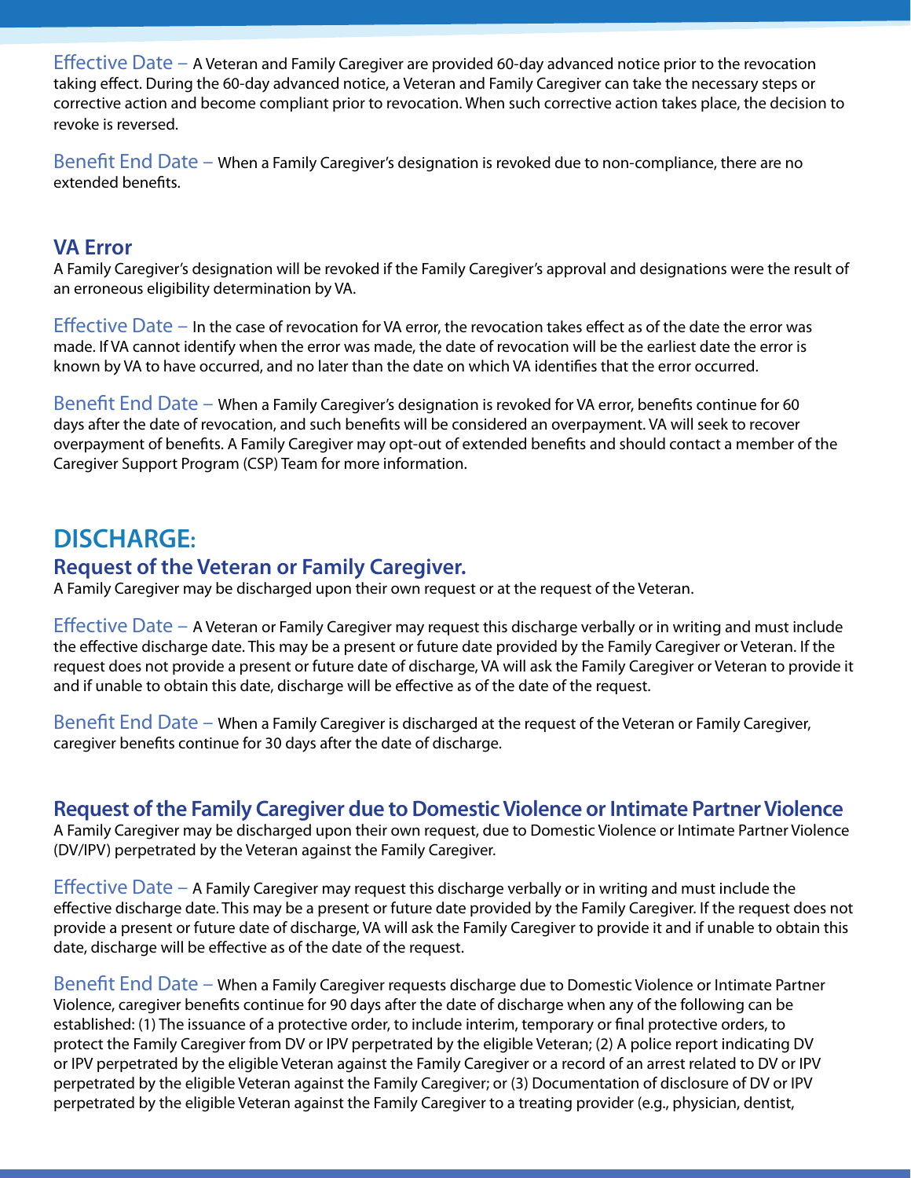Effective Date – A Veteran and Family Caregiver are provided 60-day advanced notice prior to the revocation taking effect. During the 60-day advanced notice, a Veteran and Family Caregiver can take the necessary steps or corrective action and become compliant prior to revocation. When such corrective action takes place, the decision to revoke is reversed.

Benefit End Date – When a Family Caregiver's designation is revoked due to non-compliance, there are no extended benefits.

### VA Error

A Family Caregiver's designation will be revoked if the Family Caregiver's approval and designations were the result of an erroneous eligibility determination by VA.

Effective Date – In the case of revocation for VA error, the revocation takes effect as of the date the error was made. If VA cannot identify when the error was made, the date of revocation will be the earliest date the error is known by VA to have occurred, and no later than the date on which VA identifies that the error occurred.

Benefit End Date – When a Family Caregiver's designation is revoked for VA error, benefits continue for 60 days after the date of revocation, and such benefits will be considered an overpayment. VA will seek to recover overpayment of benefits. A Family Caregiver may opt-out of extended benefits and should contact a member of the Caregiver Support Program (CSP) Team for more information.

## DISCHARGE:

### Request of the Veteran or Family Caregiver.

A Family Caregiver may be discharged upon their own request or at the request of the Veteran.

Effective Date – A Veteran or Family Caregiver may request this discharge verbally or in writing and must include the effective discharge date. This may be a present or future date provided by the Family Caregiver or Veteran. If the request does not provide a present or future date of discharge, VA will ask the Family Caregiver or Veteran to provide it and if unable to obtain this date, discharge will be effective as of the date of the request.

Benefit End Date – When a Family Caregiver is discharged at the request of the Veteran or Family Caregiver, caregiver benefits continue for 30 days after the date of discharge.

### Request of the Family Caregiver due to Domestic Violence or Intimate Partner Violence

A Family Caregiver may be discharged upon their own request, due to Domestic Violence or Intimate Partner Violence (DV/IPV) perpetrated by the Veteran against the Family Caregiver.

Effective Date – A Family Caregiver may request this discharge verbally or in writing and must include the effective discharge date. This may be a present or future date provided by the Family Caregiver. If the request does not provide a present or future date of discharge, VA will ask the Family Caregiver to provide it and if unable to obtain this date, discharge will be effective as of the date of the request.

Benefit End Date – When a Family Caregiver requests discharge due to Domestic Violence or Intimate Partner Violence, caregiver benefits continue for 90 days after the date of discharge when any of the following can be established: (1) The issuance of a protective order, to include interim, temporary or final protective orders, to protect the Family Caregiver from DV or IPV perpetrated by the eligible Veteran; (2) A police report indicating DV or IPV perpetrated by the eligible Veteran against the Family Caregiver or a record of an arrest related to DV or IPV perpetrated by the eligible Veteran against the Family Caregiver; or (3) Documentation of disclosure of DV or IPV perpetrated by the eligible Veteran against the Family Caregiver to a treating provider (e.g., physician, dentist,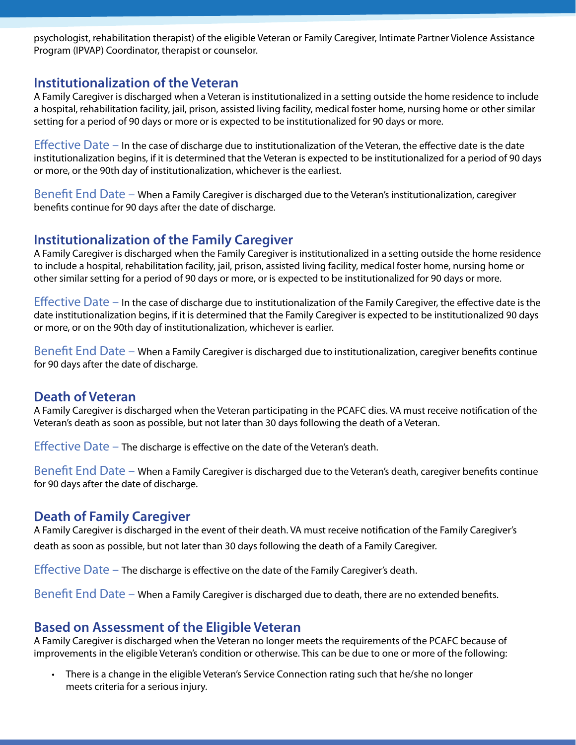psychologist, rehabilitation therapist) of the eligible Veteran or Family Caregiver, Intimate Partner Violence Assistance Program (IPVAP) Coordinator, therapist or counselor.

## Institutionalization of the Veteran

A Family Caregiver is discharged when a Veteran is institutionalized in a setting outside the home residence to include a hospital, rehabilitation facility, jail, prison, assisted living facility, medical foster home, nursing home or other similar setting for a period of 90 days or more or is expected to be institutionalized for 90 days or more.

Effective Date – In the case of discharge due to institutionalization of the Veteran, the effective date is the date institutionalization begins, if it is determined that the Veteran is expected to be institutionalized for a period of 90 days or more, or the 90th day of institutionalization, whichever is the earliest.

Benefit End Date – When a Family Caregiver is discharged due to the Veteran's institutionalization, caregiver benefits continue for 90 days after the date of discharge.

## Institutionalization of the Family Caregiver

A Family Caregiver is discharged when the Family Caregiver is institutionalized in a setting outside the home residence to include a hospital, rehabilitation facility, jail, prison, assisted living facility, medical foster home, nursing home or other similar setting for a period of 90 days or more, or is expected to be institutionalized for 90 days or more.

Effective Date – In the case of discharge due to institutionalization of the Family Caregiver, the effective date is the date institutionalization begins, if it is determined that the Family Caregiver is expected to be institutionalized 90 days or more, or on the 90th day of institutionalization, whichever is earlier.

Benefit End Date – When a Family Caregiver is discharged due to institutionalization, caregiver benefits continue for 90 days after the date of discharge.

## Death of Veteran

A Family Caregiver is discharged when the Veteran participating in the PCAFC dies. VA must receive notification of the Veteran's death as soon as possible, but not later than 30 days following the death of a Veteran.

Effective Date – The discharge is effective on the date of the Veteran's death.

Benefit End Date – When a Family Caregiver is discharged due to the Veteran's death, caregiver benefits continue for 90 days after the date of discharge.

## Death of Family Caregiver

A Family Caregiver is discharged in the event of their death. VA must receive notification of the Family Caregiver's death as soon as possible, but not later than 30 days following the death of a Family Caregiver.

Effective Date – The discharge is effective on the date of the Family Caregiver's death.

Benefit End Date – When a Family Caregiver is discharged due to death, there are no extended benefits.

## Based on Assessment of the Eligible Veteran

A Family Caregiver is discharged when the Veteran no longer meets the requirements of the PCAFC because of improvements in the eligible Veteran's condition or otherwise. This can be due to one or more of the following:

- There is a change in the eligible Veteran's Service Connection rating such that he/she no longer meets criteria for a serious injury.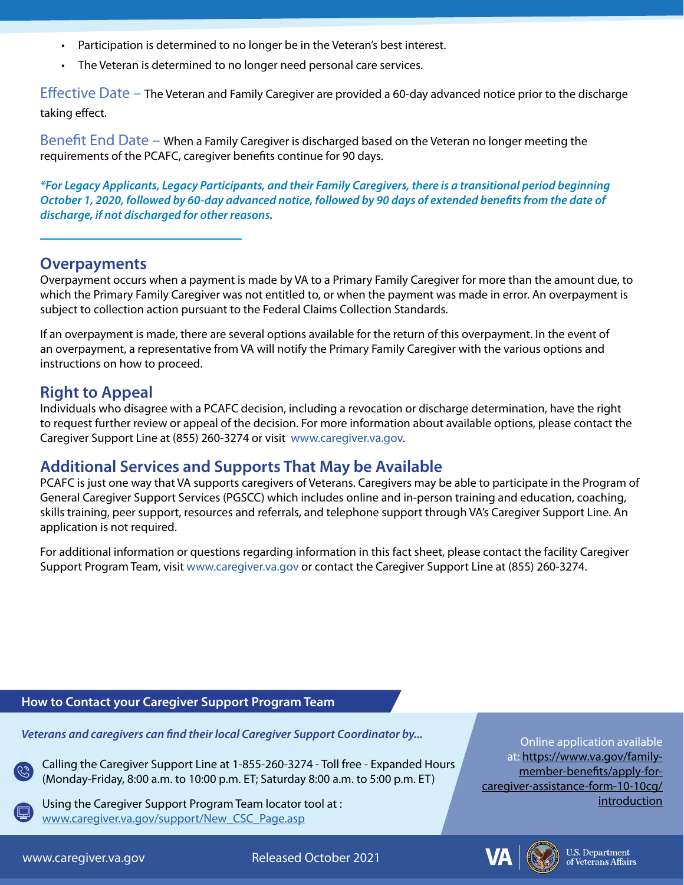- Participation is determined to no longer be in the Veteran's best interest.
- The Veteran is determined to no longer need personal care services.

**Effective Date –** The Veteran and Family Caregiver are provided a 60-day advanced notice prior to the discharge taking effect.

**Benefit End Date –** When a Family Caregiver is discharged based on the Veteran no longer meeting the requirements of the PCAFC, caregiver benefits continue for 90 days.

***For Legacy Applicants, Legacy Participants, and their Family Caregivers, there is a transitional period beginning October 1, 2020, followed by 60-day advanced notice, followed by 90 days of extended benefits from the date of discharge, if not discharged for other reasons.***

## Overpayments

Overpayment occurs when a payment is made by VA to a Primary Family Caregiver for more than the amount due, to which the Primary Family Caregiver was not entitled to, or when the payment was made in error. An overpayment is subject to collection action pursuant to the Federal Claims Collection Standards.

If an overpayment is made, there are several options available for the return of this overpayment. In the event of an overpayment, a representative from VA will notify the Primary Family Caregiver with the various options and instructions on how to proceed.

## Right to Appeal

Individuals who disagree with a PCAFC decision, including a revocation or discharge determination, have the right to request further review or appeal of the decision. For more information about available options, please contact the Caregiver Support Line at (855) 260-3274 or visit www.caregiver.va.gov.

## Additional Services and Supports That May be Available

PCAFC is just one way that VA supports caregivers of Veterans. Caregivers may be able to participate in the Program of General Caregiver Support Services (PGSCC) which includes online and in-person training and education, coaching, skills training, peer support, resources and referrals, and telephone support through VA's Caregiver Support Line. An application is not required.

For additional information or questions regarding information in this fact sheet, please contact the facility Caregiver Support Program Team, visit www.caregiver.va.gov or contact the Caregiver Support Line at (855) 260-3274.

### How to Contact your Caregiver Support Program Team

*Veterans and caregivers can find their local Caregiver Support Coordinator by...*

- Calling the Caregiver Support Line at 1-855-260-3274 - Toll free - Expanded Hours (Monday-Friday, 8:00 a.m. to 10:00 p.m. ET; Saturday 8:00 a.m. to 5:00 p.m. ET)
- Using the Caregiver Support Program Team locator tool at : www.caregiver.va.gov/support/New_CSC_Page.asp

Online application available at: https://www.va.gov/family-member-benefits/apply-for-caregiver-assistance-form-10-10cg/introduction

www.caregiver.va.gov

Released October 2021

U.S. Department of Veterans Affairs